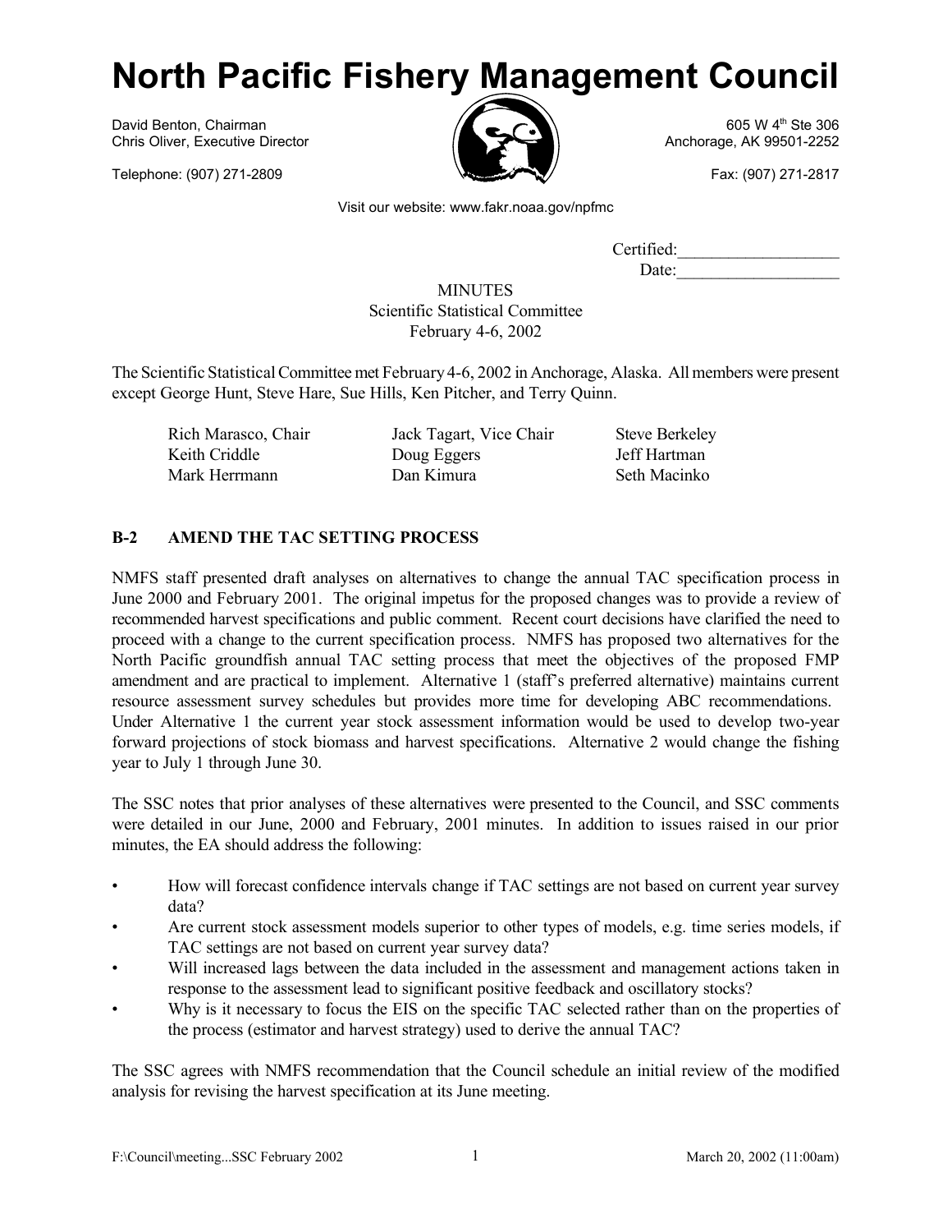# North Pacific Fishery Management Council

David Benton, Chairman
Chris Oliver, Executive Director

605 W 4th Ste 306
Anchorage, AK 99501-2252

Telephone: (907) 271-2809

Fax: (907) 271-2817

Visit our website: www.fakr.noaa.gov/npfmc

Certified:__________________
Date:__________________

MINUTES
Scientific Statistical Committee
February 4-6, 2002

The Scientific Statistical Committee met February 4-6, 2002 in Anchorage, Alaska. All members were present except George Hunt, Steve Hare, Sue Hills, Ken Pitcher, and Terry Quinn.

| | | |
|---|---|---|
| Rich Marasco, Chair | Jack Tagart, Vice Chair | Steve Berkeley |
| Keith Criddle | Doug Eggers | Jeff Hartman |
| Mark Herrmann | Dan Kimura | Seth Macinko |

## B-2 AMEND THE TAC SETTING PROCESS

NMFS staff presented draft analyses on alternatives to change the annual TAC specification process in June 2000 and February 2001. The original impetus for the proposed changes was to provide a review of recommended harvest specifications and public comment. Recent court decisions have clarified the need to proceed with a change to the current specification process. NMFS has proposed two alternatives for the North Pacific groundfish annual TAC setting process that meet the objectives of the proposed FMP amendment and are practical to implement. Alternative 1 (staff's preferred alternative) maintains current resource assessment survey schedules but provides more time for developing ABC recommendations. Under Alternative 1 the current year stock assessment information would be used to develop two-year forward projections of stock biomass and harvest specifications. Alternative 2 would change the fishing year to July 1 through June 30.

The SSC notes that prior analyses of these alternatives were presented to the Council, and SSC comments were detailed in our June, 2000 and February, 2001 minutes. In addition to issues raised in our prior minutes, the EA should address the following:

- How will forecast confidence intervals change if TAC settings are not based on current year survey data?
- Are current stock assessment models superior to other types of models, e.g. time series models, if TAC settings are not based on current year survey data?
- Will increased lags between the data included in the assessment and management actions taken in response to the assessment lead to significant positive feedback and oscillatory stocks?
- Why is it necessary to focus the EIS on the specific TAC selected rather than on the properties of the process (estimator and harvest strategy) used to derive the annual TAC?

The SSC agrees with NMFS recommendation that the Council schedule an initial review of the modified analysis for revising the harvest specification at its June meeting.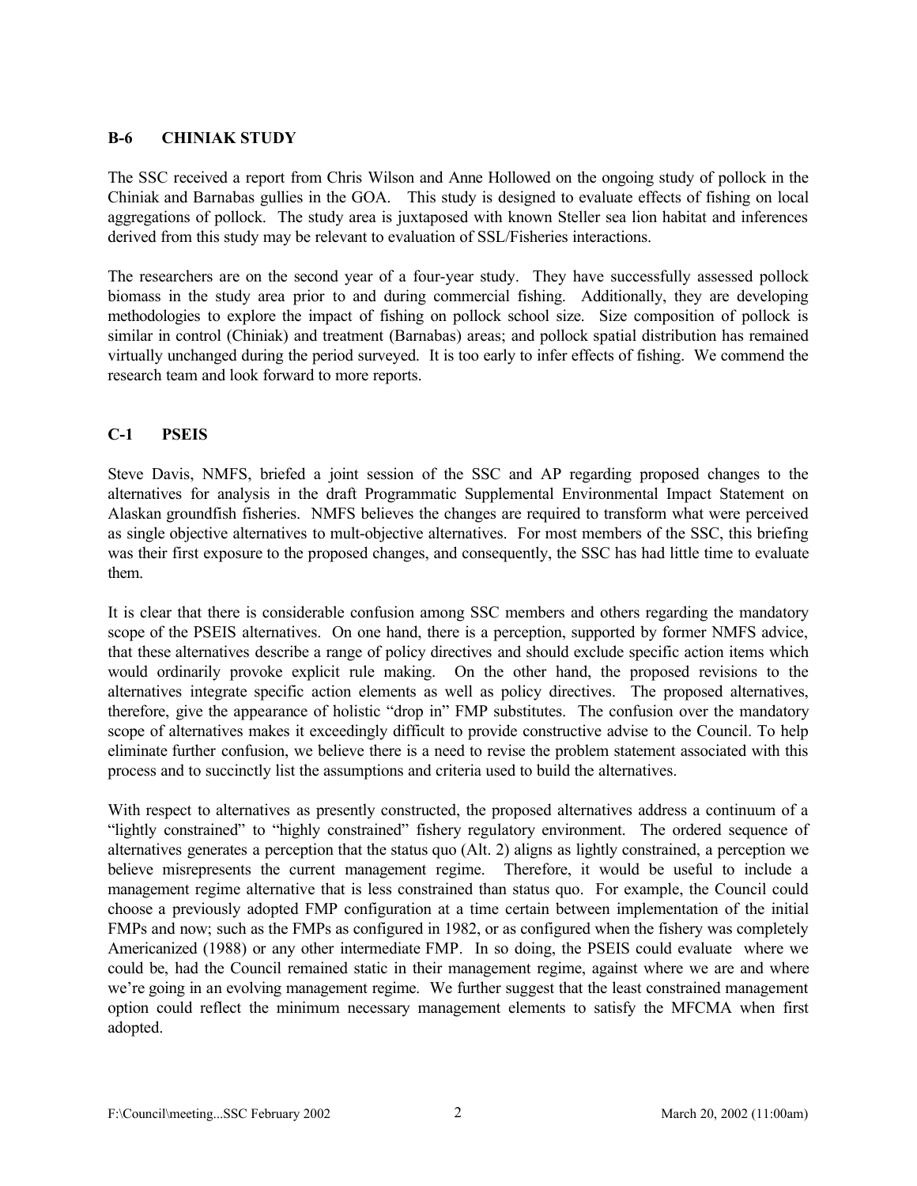## B-6 CHINIAK STUDY

The SSC received a report from Chris Wilson and Anne Hollowed on the ongoing study of pollock in the Chiniak and Barnabas gullies in the GOA. This study is designed to evaluate effects of fishing on local aggregations of pollock. The study area is juxtaposed with known Steller sea lion habitat and inferences derived from this study may be relevant to evaluation of SSL/Fisheries interactions.

The researchers are on the second year of a four-year study. They have successfully assessed pollock biomass in the study area prior to and during commercial fishing. Additionally, they are developing methodologies to explore the impact of fishing on pollock school size. Size composition of pollock is similar in control (Chiniak) and treatment (Barnabas) areas; and pollock spatial distribution has remained virtually unchanged during the period surveyed. It is too early to infer effects of fishing. We commend the research team and look forward to more reports.

## C-1 PSEIS

Steve Davis, NMFS, briefed a joint session of the SSC and AP regarding proposed changes to the alternatives for analysis in the draft Programmatic Supplemental Environmental Impact Statement on Alaskan groundfish fisheries. NMFS believes the changes are required to transform what were perceived as single objective alternatives to mult-objective alternatives. For most members of the SSC, this briefing was their first exposure to the proposed changes, and consequently, the SSC has had little time to evaluate them.

It is clear that there is considerable confusion among SSC members and others regarding the mandatory scope of the PSEIS alternatives. On one hand, there is a perception, supported by former NMFS advice, that these alternatives describe a range of policy directives and should exclude specific action items which would ordinarily provoke explicit rule making. On the other hand, the proposed revisions to the alternatives integrate specific action elements as well as policy directives. The proposed alternatives, therefore, give the appearance of holistic "drop in" FMP substitutes. The confusion over the mandatory scope of alternatives makes it exceedingly difficult to provide constructive advise to the Council. To help eliminate further confusion, we believe there is a need to revise the problem statement associated with this process and to succinctly list the assumptions and criteria used to build the alternatives.

With respect to alternatives as presently constructed, the proposed alternatives address a continuum of a "lightly constrained" to "highly constrained" fishery regulatory environment. The ordered sequence of alternatives generates a perception that the status quo (Alt. 2) aligns as lightly constrained, a perception we believe misrepresents the current management regime. Therefore, it would be useful to include a management regime alternative that is less constrained than status quo. For example, the Council could choose a previously adopted FMP configuration at a time certain between implementation of the initial FMPs and now; such as the FMPs as configured in 1982, or as configured when the fishery was completely Americanized (1988) or any other intermediate FMP. In so doing, the PSEIS could evaluate where we could be, had the Council remained static in their management regime, against where we are and where we're going in an evolving management regime. We further suggest that the least constrained management option could reflect the minimum necessary management elements to satisfy the MFCMA when first adopted.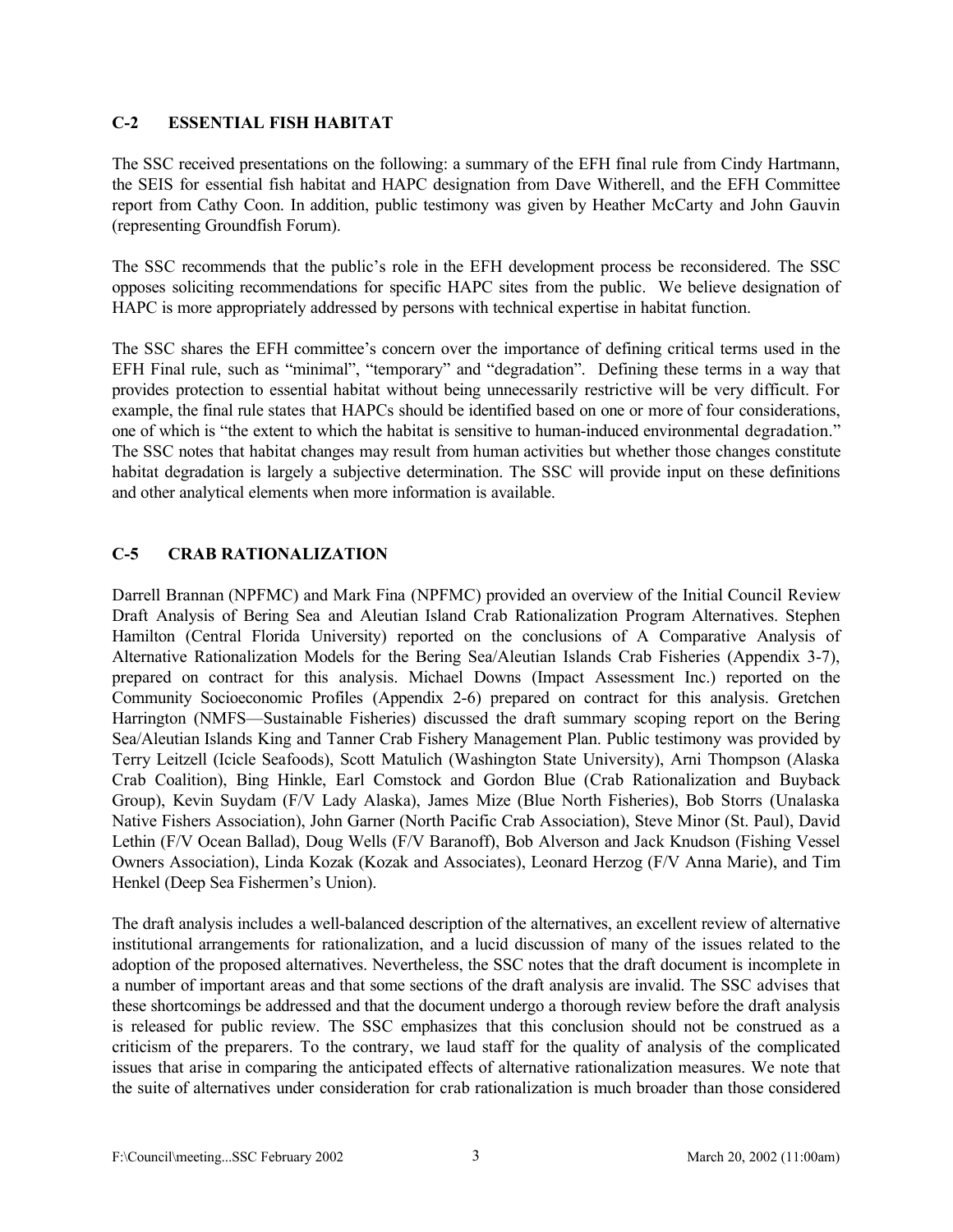## C-2 ESSENTIAL FISH HABITAT

The SSC received presentations on the following: a summary of the EFH final rule from Cindy Hartmann, the SEIS for essential fish habitat and HAPC designation from Dave Witherell, and the EFH Committee report from Cathy Coon. In addition, public testimony was given by Heather McCarty and John Gauvin (representing Groundfish Forum).

The SSC recommends that the public's role in the EFH development process be reconsidered. The SSC opposes soliciting recommendations for specific HAPC sites from the public. We believe designation of HAPC is more appropriately addressed by persons with technical expertise in habitat function.

The SSC shares the EFH committee's concern over the importance of defining critical terms used in the EFH Final rule, such as "minimal", "temporary" and "degradation". Defining these terms in a way that provides protection to essential habitat without being unnecessarily restrictive will be very difficult. For example, the final rule states that HAPCs should be identified based on one or more of four considerations, one of which is "the extent to which the habitat is sensitive to human-induced environmental degradation." The SSC notes that habitat changes may result from human activities but whether those changes constitute habitat degradation is largely a subjective determination. The SSC will provide input on these definitions and other analytical elements when more information is available.

## C-5 CRAB RATIONALIZATION

Darrell Brannan (NPFMC) and Mark Fina (NPFMC) provided an overview of the Initial Council Review Draft Analysis of Bering Sea and Aleutian Island Crab Rationalization Program Alternatives. Stephen Hamilton (Central Florida University) reported on the conclusions of A Comparative Analysis of Alternative Rationalization Models for the Bering Sea/Aleutian Islands Crab Fisheries (Appendix 3-7), prepared on contract for this analysis. Michael Downs (Impact Assessment Inc.) reported on the Community Socioeconomic Profiles (Appendix 2-6) prepared on contract for this analysis. Gretchen Harrington (NMFS—Sustainable Fisheries) discussed the draft summary scoping report on the Bering Sea/Aleutian Islands King and Tanner Crab Fishery Management Plan. Public testimony was provided by Terry Leitzell (Icicle Seafoods), Scott Matulich (Washington State University), Arni Thompson (Alaska Crab Coalition), Bing Hinkle, Earl Comstock and Gordon Blue (Crab Rationalization and Buyback Group), Kevin Suydam (F/V Lady Alaska), James Mize (Blue North Fisheries), Bob Storrs (Unalaska Native Fishers Association), John Garner (North Pacific Crab Association), Steve Minor (St. Paul), David Lethin (F/V Ocean Ballad), Doug Wells (F/V Baranoff), Bob Alverson and Jack Knudson (Fishing Vessel Owners Association), Linda Kozak (Kozak and Associates), Leonard Herzog (F/V Anna Marie), and Tim Henkel (Deep Sea Fishermen's Union).

The draft analysis includes a well-balanced description of the alternatives, an excellent review of alternative institutional arrangements for rationalization, and a lucid discussion of many of the issues related to the adoption of the proposed alternatives. Nevertheless, the SSC notes that the draft document is incomplete in a number of important areas and that some sections of the draft analysis are invalid. The SSC advises that these shortcomings be addressed and that the document undergo a thorough review before the draft analysis is released for public review. The SSC emphasizes that this conclusion should not be construed as a criticism of the preparers. To the contrary, we laud staff for the quality of analysis of the complicated issues that arise in comparing the anticipated effects of alternative rationalization measures. We note that the suite of alternatives under consideration for crab rationalization is much broader than those considered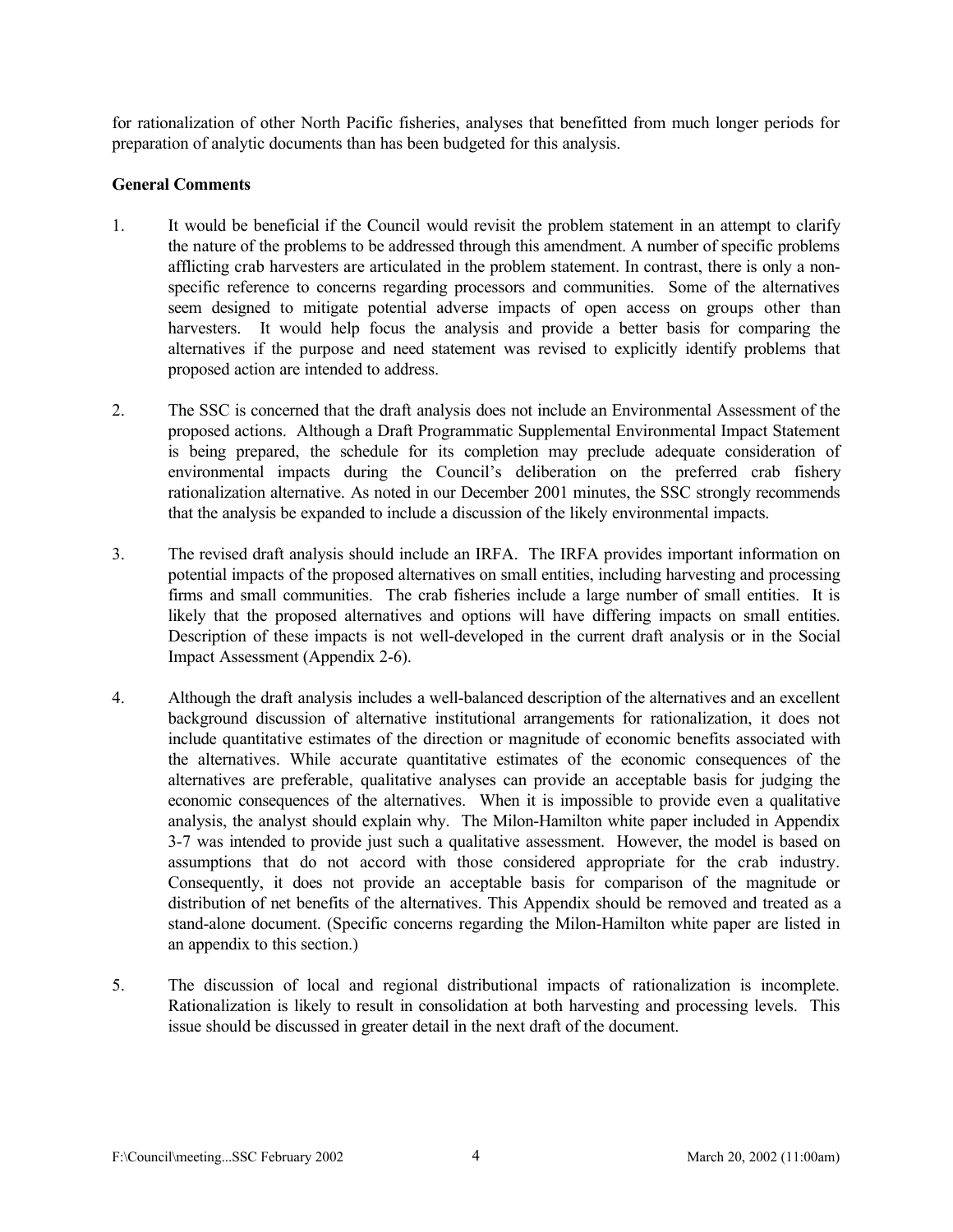for rationalization of other North Pacific fisheries, analyses that benefitted from much longer periods for preparation of analytic documents than has been budgeted for this analysis.

**General Comments**

1. It would be beneficial if the Council would revisit the problem statement in an attempt to clarify the nature of the problems to be addressed through this amendment. A number of specific problems afflicting crab harvesters are articulated in the problem statement. In contrast, there is only a non-specific reference to concerns regarding processors and communities. Some of the alternatives seem designed to mitigate potential adverse impacts of open access on groups other than harvesters. It would help focus the analysis and provide a better basis for comparing the alternatives if the purpose and need statement was revised to explicitly identify problems that proposed action are intended to address.

2. The SSC is concerned that the draft analysis does not include an Environmental Assessment of the proposed actions. Although a Draft Programmatic Supplemental Environmental Impact Statement is being prepared, the schedule for its completion may preclude adequate consideration of environmental impacts during the Council's deliberation on the preferred crab fishery rationalization alternative. As noted in our December 2001 minutes, the SSC strongly recommends that the analysis be expanded to include a discussion of the likely environmental impacts.

3. The revised draft analysis should include an IRFA. The IRFA provides important information on potential impacts of the proposed alternatives on small entities, including harvesting and processing firms and small communities. The crab fisheries include a large number of small entities. It is likely that the proposed alternatives and options will have differing impacts on small entities. Description of these impacts is not well-developed in the current draft analysis or in the Social Impact Assessment (Appendix 2-6).

4. Although the draft analysis includes a well-balanced description of the alternatives and an excellent background discussion of alternative institutional arrangements for rationalization, it does not include quantitative estimates of the direction or magnitude of economic benefits associated with the alternatives. While accurate quantitative estimates of the economic consequences of the alternatives are preferable, qualitative analyses can provide an acceptable basis for judging the economic consequences of the alternatives. When it is impossible to provide even a qualitative analysis, the analyst should explain why. The Milon-Hamilton white paper included in Appendix 3-7 was intended to provide just such a qualitative assessment. However, the model is based on assumptions that do not accord with those considered appropriate for the crab industry. Consequently, it does not provide an acceptable basis for comparison of the magnitude or distribution of net benefits of the alternatives. This Appendix should be removed and treated as a stand-alone document. (Specific concerns regarding the Milon-Hamilton white paper are listed in an appendix to this section.)

5. The discussion of local and regional distributional impacts of rationalization is incomplete. Rationalization is likely to result in consolidation at both harvesting and processing levels. This issue should be discussed in greater detail in the next draft of the document.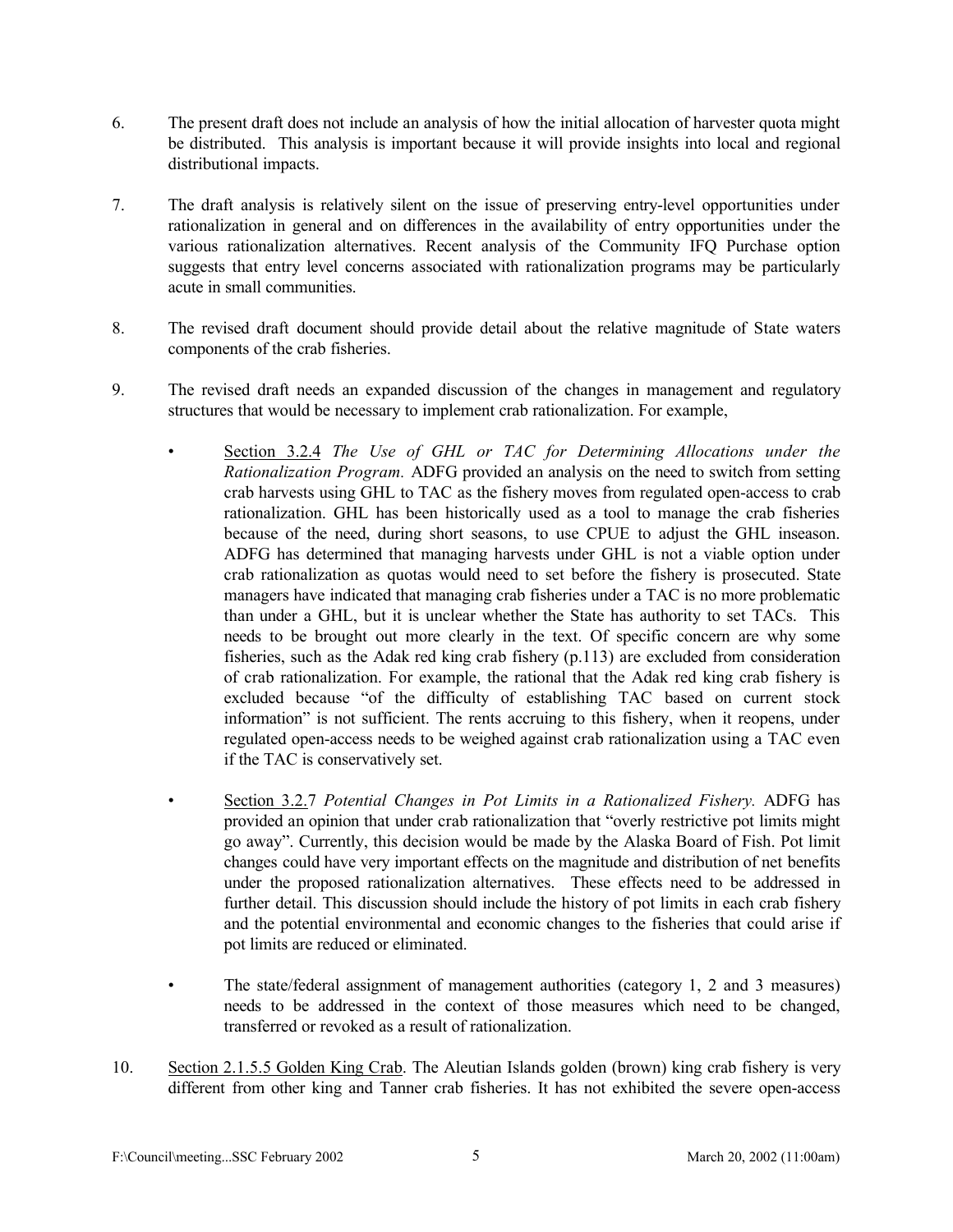6. The present draft does not include an analysis of how the initial allocation of harvester quota might be distributed. This analysis is important because it will provide insights into local and regional distributional impacts.

7. The draft analysis is relatively silent on the issue of preserving entry-level opportunities under rationalization in general and on differences in the availability of entry opportunities under the various rationalization alternatives. Recent analysis of the Community IFQ Purchase option suggests that entry level concerns associated with rationalization programs may be particularly acute in small communities.

8. The revised draft document should provide detail about the relative magnitude of State waters components of the crab fisheries.

9. The revised draft needs an expanded discussion of the changes in management and regulatory structures that would be necessary to implement crab rationalization. For example,

   - Section 3.2.4 *The Use of GHL or TAC for Determining Allocations under the Rationalization Program.* ADFG provided an analysis on the need to switch from setting crab harvests using GHL to TAC as the fishery moves from regulated open-access to crab rationalization. GHL has been historically used as a tool to manage the crab fisheries because of the need, during short seasons, to use CPUE to adjust the GHL inseason. ADFG has determined that managing harvests under GHL is not a viable option under crab rationalization as quotas would need to set before the fishery is prosecuted. State managers have indicated that managing crab fisheries under a TAC is no more problematic than under a GHL, but it is unclear whether the State has authority to set TACs. This needs to be brought out more clearly in the text. Of specific concern are why some fisheries, such as the Adak red king crab fishery (p.113) are excluded from consideration of crab rationalization. For example, the rational that the Adak red king crab fishery is excluded because "of the difficulty of establishing TAC based on current stock information" is not sufficient. The rents accruing to this fishery, when it reopens, under regulated open-access needs to be weighed against crab rationalization using a TAC even if the TAC is conservatively set.

   - Section 3.2.7 *Potential Changes in Pot Limits in a Rationalized Fishery.* ADFG has provided an opinion that under crab rationalization that "overly restrictive pot limits might go away". Currently, this decision would be made by the Alaska Board of Fish. Pot limit changes could have very important effects on the magnitude and distribution of net benefits under the proposed rationalization alternatives. These effects need to be addressed in further detail. This discussion should include the history of pot limits in each crab fishery and the potential environmental and economic changes to the fisheries that could arise if pot limits are reduced or eliminated.

   - The state/federal assignment of management authorities (category 1, 2 and 3 measures) needs to be addressed in the context of those measures which need to be changed, transferred or revoked as a result of rationalization.

10. Section 2.1.5.5 Golden King Crab. The Aleutian Islands golden (brown) king crab fishery is very different from other king and Tanner crab fisheries. It has not exhibited the severe open-access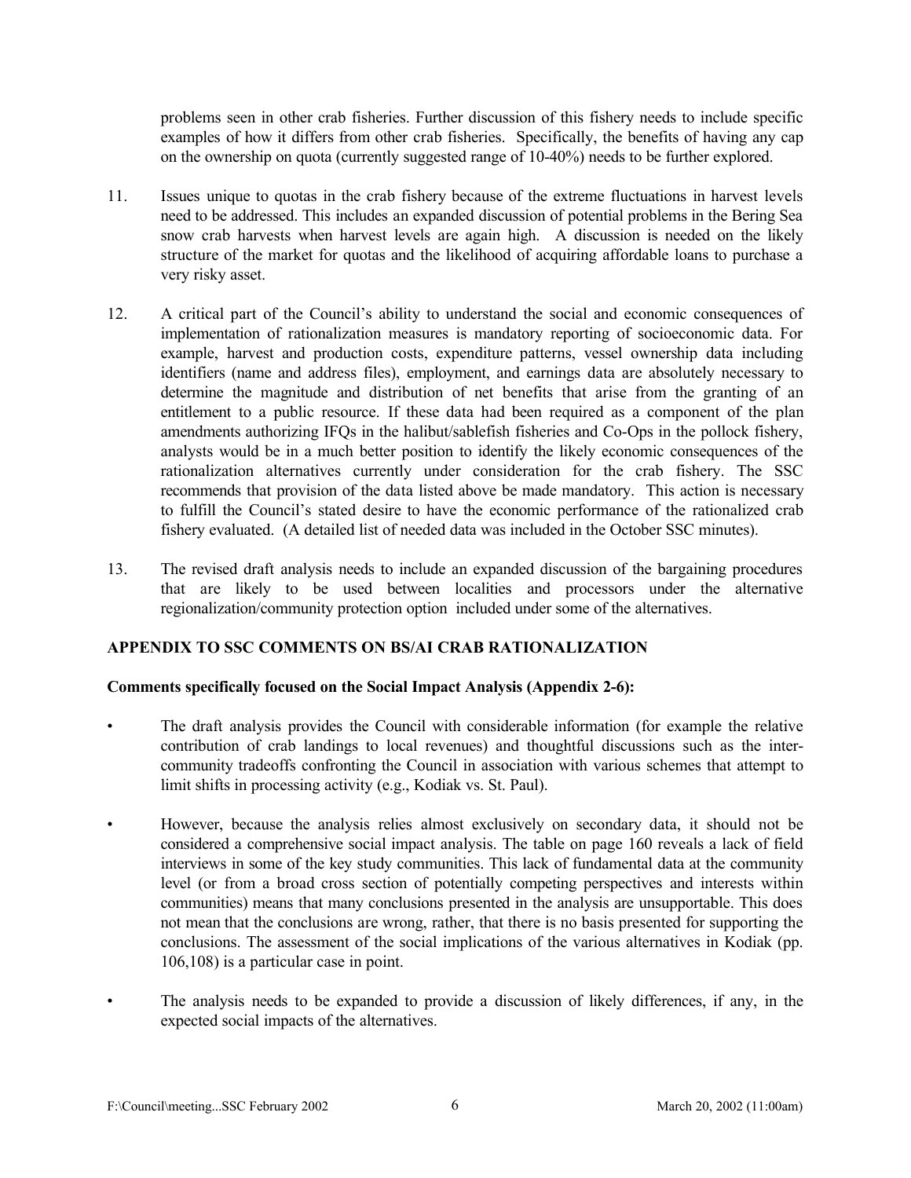problems seen in other crab fisheries. Further discussion of this fishery needs to include specific examples of how it differs from other crab fisheries. Specifically, the benefits of having any cap on the ownership on quota (currently suggested range of 10-40%) needs to be further explored.

11. Issues unique to quotas in the crab fishery because of the extreme fluctuations in harvest levels need to be addressed. This includes an expanded discussion of potential problems in the Bering Sea snow crab harvests when harvest levels are again high. A discussion is needed on the likely structure of the market for quotas and the likelihood of acquiring affordable loans to purchase a very risky asset.

12. A critical part of the Council's ability to understand the social and economic consequences of implementation of rationalization measures is mandatory reporting of socioeconomic data. For example, harvest and production costs, expenditure patterns, vessel ownership data including identifiers (name and address files), employment, and earnings data are absolutely necessary to determine the magnitude and distribution of net benefits that arise from the granting of an entitlement to a public resource. If these data had been required as a component of the plan amendments authorizing IFQs in the halibut/sablefish fisheries and Co-Ops in the pollock fishery, analysts would be in a much better position to identify the likely economic consequences of the rationalization alternatives currently under consideration for the crab fishery. The SSC recommends that provision of the data listed above be made mandatory. This action is necessary to fulfill the Council's stated desire to have the economic performance of the rationalized crab fishery evaluated. (A detailed list of needed data was included in the October SSC minutes).

13. The revised draft analysis needs to include an expanded discussion of the bargaining procedures that are likely to be used between localities and processors under the alternative regionalization/community protection option included under some of the alternatives.

## APPENDIX TO SSC COMMENTS ON BS/AI CRAB RATIONALIZATION

**Comments specifically focused on the Social Impact Analysis (Appendix 2-6):**

- The draft analysis provides the Council with considerable information (for example the relative contribution of crab landings to local revenues) and thoughtful discussions such as the inter-community tradeoffs confronting the Council in association with various schemes that attempt to limit shifts in processing activity (e.g., Kodiak vs. St. Paul).

- However, because the analysis relies almost exclusively on secondary data, it should not be considered a comprehensive social impact analysis. The table on page 160 reveals a lack of field interviews in some of the key study communities. This lack of fundamental data at the community level (or from a broad cross section of potentially competing perspectives and interests within communities) means that many conclusions presented in the analysis are unsupportable. This does not mean that the conclusions are wrong, rather, that there is no basis presented for supporting the conclusions. The assessment of the social implications of the various alternatives in Kodiak (pp. 106,108) is a particular case in point.

- The analysis needs to be expanded to provide a discussion of likely differences, if any, in the expected social impacts of the alternatives.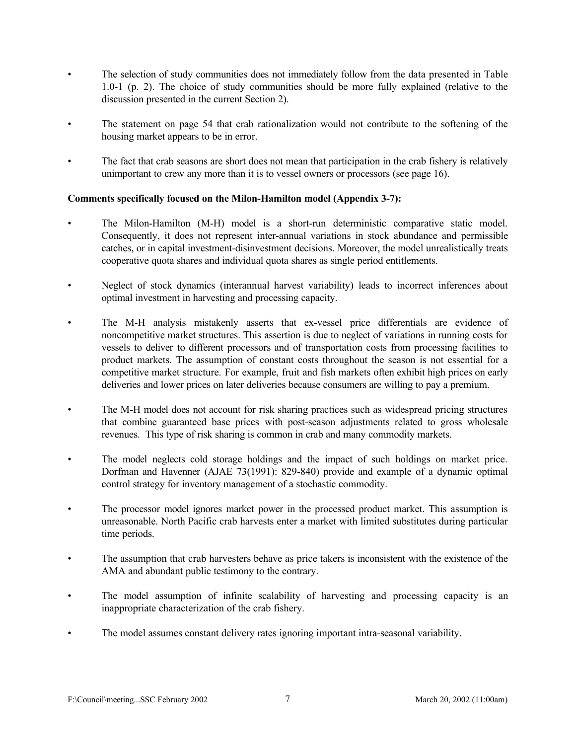- The selection of study communities does not immediately follow from the data presented in Table 1.0-1 (p. 2). The choice of study communities should be more fully explained (relative to the discussion presented in the current Section 2).

- The statement on page 54 that crab rationalization would not contribute to the softening of the housing market appears to be in error.

- The fact that crab seasons are short does not mean that participation in the crab fishery is relatively unimportant to crew any more than it is to vessel owners or processors (see page 16).

**Comments specifically focused on the Milon-Hamilton model (Appendix 3-7):**

- The Milon-Hamilton (M-H) model is a short-run deterministic comparative static model. Consequently, it does not represent inter-annual variations in stock abundance and permissible catches, or in capital investment-disinvestment decisions. Moreover, the model unrealistically treats cooperative quota shares and individual quota shares as single period entitlements.

- Neglect of stock dynamics (interannual harvest variability) leads to incorrect inferences about optimal investment in harvesting and processing capacity.

- The M-H analysis mistakenly asserts that ex-vessel price differentials are evidence of noncompetitive market structures. This assertion is due to neglect of variations in running costs for vessels to deliver to different processors and of transportation costs from processing facilities to product markets. The assumption of constant costs throughout the season is not essential for a competitive market structure. For example, fruit and fish markets often exhibit high prices on early deliveries and lower prices on later deliveries because consumers are willing to pay a premium.

- The M-H model does not account for risk sharing practices such as widespread pricing structures that combine guaranteed base prices with post-season adjustments related to gross wholesale revenues. This type of risk sharing is common in crab and many commodity markets.

- The model neglects cold storage holdings and the impact of such holdings on market price. Dorfman and Havenner (AJAE 73(1991): 829-840) provide and example of a dynamic optimal control strategy for inventory management of a stochastic commodity.

- The processor model ignores market power in the processed product market. This assumption is unreasonable. North Pacific crab harvests enter a market with limited substitutes during particular time periods.

- The assumption that crab harvesters behave as price takers is inconsistent with the existence of the AMA and abundant public testimony to the contrary.

- The model assumption of infinite scalability of harvesting and processing capacity is an inappropriate characterization of the crab fishery.

- The model assumes constant delivery rates ignoring important intra-seasonal variability.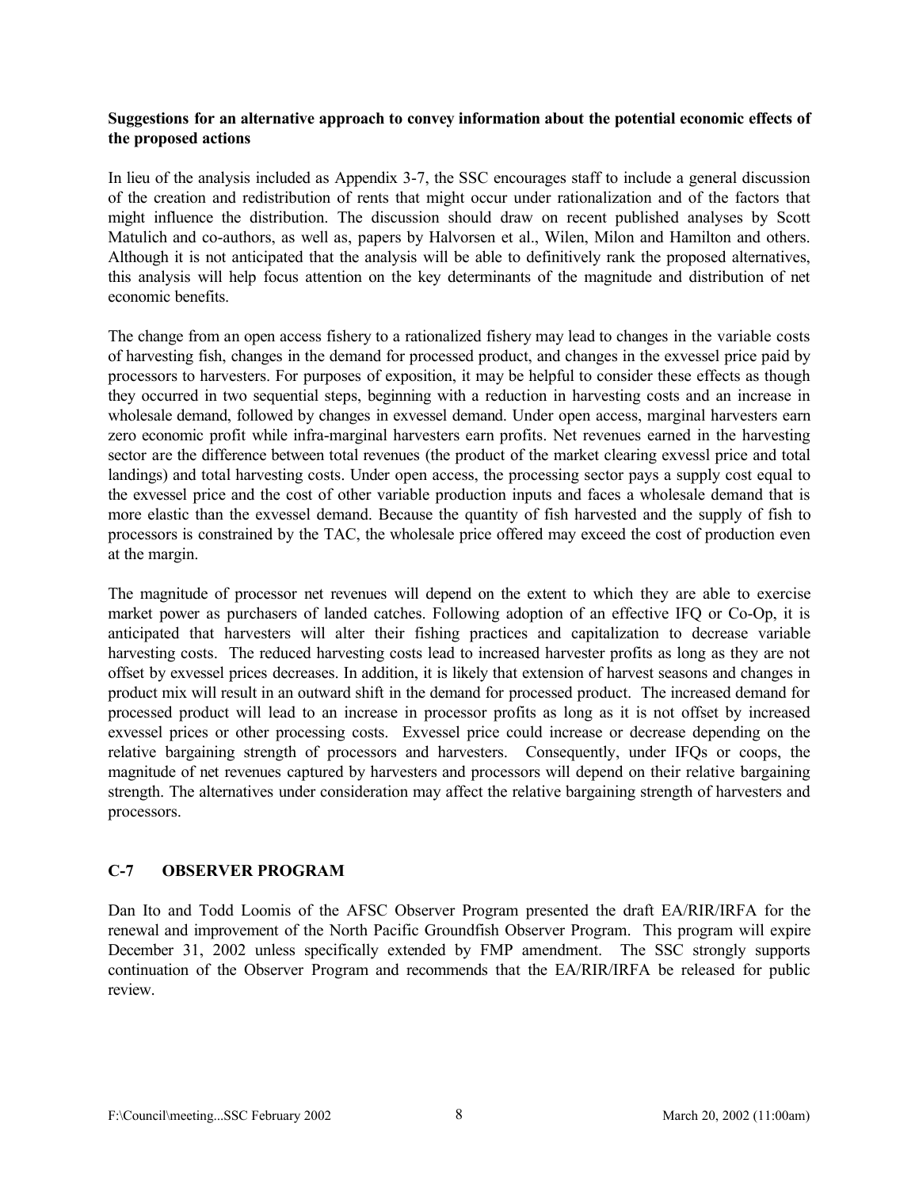**Suggestions for an alternative approach to convey information about the potential economic effects of the proposed actions**

In lieu of the analysis included as Appendix 3-7, the SSC encourages staff to include a general discussion of the creation and redistribution of rents that might occur under rationalization and of the factors that might influence the distribution. The discussion should draw on recent published analyses by Scott Matulich and co-authors, as well as, papers by Halvorsen et al., Wilen, Milon and Hamilton and others. Although it is not anticipated that the analysis will be able to definitively rank the proposed alternatives, this analysis will help focus attention on the key determinants of the magnitude and distribution of net economic benefits.

The change from an open access fishery to a rationalized fishery may lead to changes in the variable costs of harvesting fish, changes in the demand for processed product, and changes in the exvessel price paid by processors to harvesters. For purposes of exposition, it may be helpful to consider these effects as though they occurred in two sequential steps, beginning with a reduction in harvesting costs and an increase in wholesale demand, followed by changes in exvessel demand. Under open access, marginal harvesters earn zero economic profit while infra-marginal harvesters earn profits. Net revenues earned in the harvesting sector are the difference between total revenues (the product of the market clearing exvessl price and total landings) and total harvesting costs. Under open access, the processing sector pays a supply cost equal to the exvessel price and the cost of other variable production inputs and faces a wholesale demand that is more elastic than the exvessel demand. Because the quantity of fish harvested and the supply of fish to processors is constrained by the TAC, the wholesale price offered may exceed the cost of production even at the margin.

The magnitude of processor net revenues will depend on the extent to which they are able to exercise market power as purchasers of landed catches. Following adoption of an effective IFQ or Co-Op, it is anticipated that harvesters will alter their fishing practices and capitalization to decrease variable harvesting costs. The reduced harvesting costs lead to increased harvester profits as long as they are not offset by exvessel prices decreases. In addition, it is likely that extension of harvest seasons and changes in product mix will result in an outward shift in the demand for processed product. The increased demand for processed product will lead to an increase in processor profits as long as it is not offset by increased exvessel prices or other processing costs. Exvessel price could increase or decrease depending on the relative bargaining strength of processors and harvesters. Consequently, under IFQs or coops, the magnitude of net revenues captured by harvesters and processors will depend on their relative bargaining strength. The alternatives under consideration may affect the relative bargaining strength of harvesters and processors.

## C-7 OBSERVER PROGRAM

Dan Ito and Todd Loomis of the AFSC Observer Program presented the draft EA/RIR/IRFA for the renewal and improvement of the North Pacific Groundfish Observer Program. This program will expire December 31, 2002 unless specifically extended by FMP amendment. The SSC strongly supports continuation of the Observer Program and recommends that the EA/RIR/IRFA be released for public review.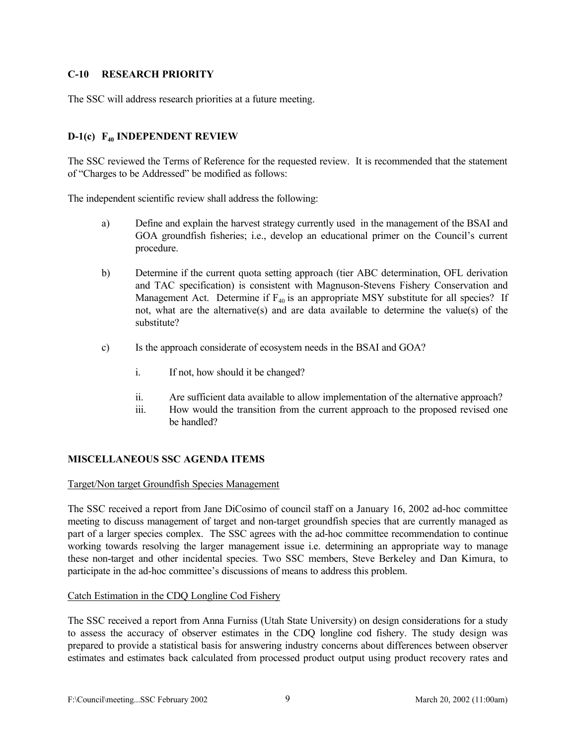## C-10 RESEARCH PRIORITY

The SSC will address research priorities at a future meeting.

## D-1(c) $F_{40}$ INDEPENDENT REVIEW

The SSC reviewed the Terms of Reference for the requested review. It is recommended that the statement of "Charges to be Addressed" be modified as follows:

The independent scientific review shall address the following:

a) Define and explain the harvest strategy currently used in the management of the BSAI and GOA groundfish fisheries; i.e., develop an educational primer on the Council's current procedure.

b) Determine if the current quota setting approach (tier ABC determination, OFL derivation and TAC specification) is consistent with Magnuson-Stevens Fishery Conservation and Management Act. Determine if $F_{40}$ is an appropriate MSY substitute for all species? If not, what are the alternative(s) and are data available to determine the value(s) of the substitute?

c) Is the approach considerate of ecosystem needs in the BSAI and GOA?

   i. If not, how should it be changed?

   ii. Are sufficient data available to allow implementation of the alternative approach?

   iii. How would the transition from the current approach to the proposed revised one be handled?

## MISCELLANEOUS SSC AGENDA ITEMS

Target/Non target Groundfish Species Management

The SSC received a report from Jane DiCosimo of council staff on a January 16, 2002 ad-hoc committee meeting to discuss management of target and non-target groundfish species that are currently managed as part of a larger species complex. The SSC agrees with the ad-hoc committee recommendation to continue working towards resolving the larger management issue i.e. determining an appropriate way to manage these non-target and other incidental species. Two SSC members, Steve Berkeley and Dan Kimura, to participate in the ad-hoc committee's discussions of means to address this problem.

Catch Estimation in the CDQ Longline Cod Fishery

The SSC received a report from Anna Furniss (Utah State University) on design considerations for a study to assess the accuracy of observer estimates in the CDQ longline cod fishery. The study design was prepared to provide a statistical basis for answering industry concerns about differences between observer estimates and estimates back calculated from processed product output using product recovery rates and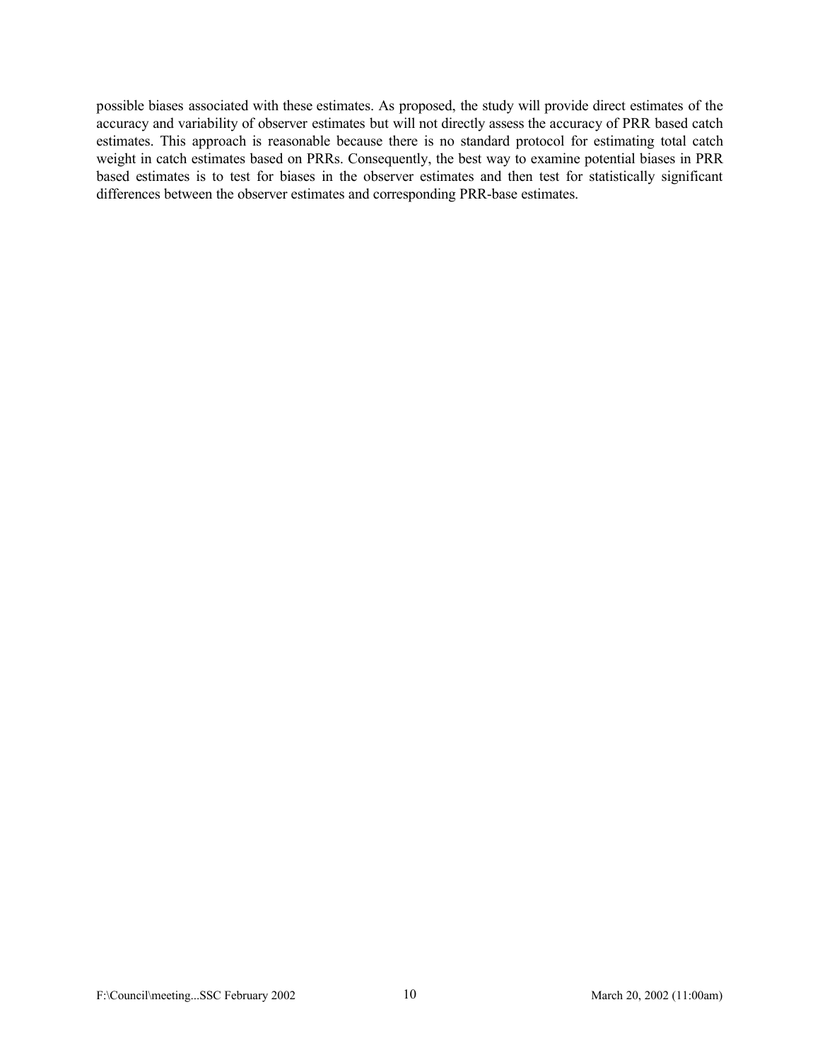possible biases associated with these estimates. As proposed, the study will provide direct estimates of the accuracy and variability of observer estimates but will not directly assess the accuracy of PRR based catch estimates. This approach is reasonable because there is no standard protocol for estimating total catch weight in catch estimates based on PRRs. Consequently, the best way to examine potential biases in PRR based estimates is to test for biases in the observer estimates and then test for statistically significant differences between the observer estimates and corresponding PRR-base estimates.